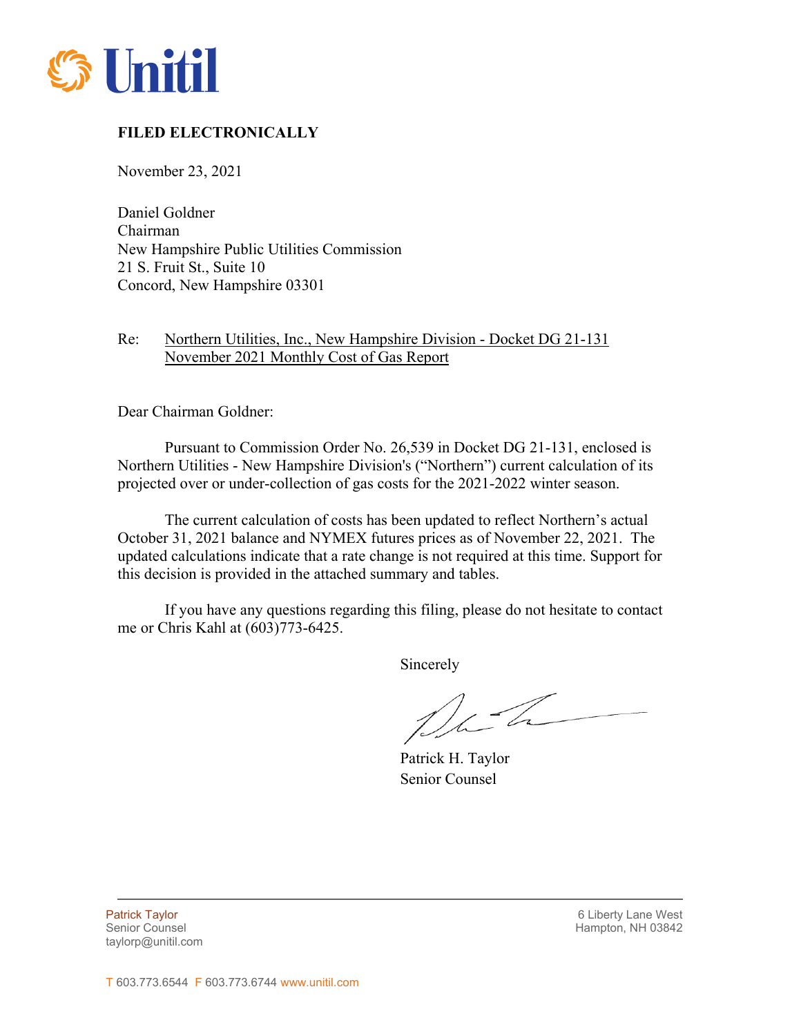Unitil

**FILED ELECTRONICALLY**

November 23, 2021

Daniel Goldner
Chairman
New Hampshire Public Utilities Commission
21 S. Fruit St., Suite 10
Concord, New Hampshire 03301

Re: Northern Utilities, Inc., New Hampshire Division - Docket DG 21-131
November 2021 Monthly Cost of Gas Report

Dear Chairman Goldner:

Pursuant to Commission Order No. 26,539 in Docket DG 21-131, enclosed is Northern Utilities - New Hampshire Division's ("Northern") current calculation of its projected over or under-collection of gas costs for the 2021-2022 winter season.

The current calculation of costs has been updated to reflect Northern's actual October 31, 2021 balance and NYMEX futures prices as of November 22, 2021. The updated calculations indicate that a rate change is not required at this time. Support for this decision is provided in the attached summary and tables.

If you have any questions regarding this filing, please do not hesitate to contact me or Chris Kahl at (603)773-6425.

Sincerely

Patrick H. Taylor
Senior Counsel

Patrick Taylor
Senior Counsel
taylorp@unitil.com

6 Liberty Lane West
Hampton, NH 03842

T 603.773.6544 F 603.773.6744 www.unitil.com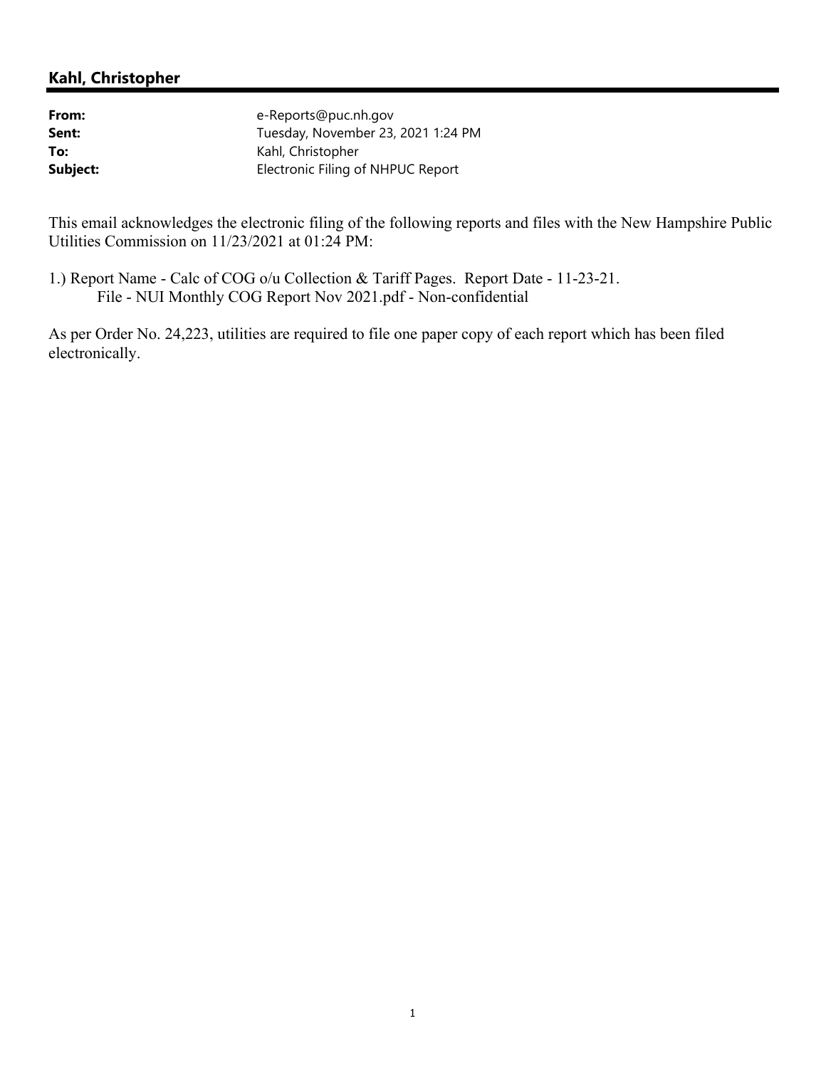## Kahl, Christopher

| | |
|---|---|
| **From:** | e-Reports@puc.nh.gov |
| **Sent:** | Tuesday, November 23, 2021 1:24 PM |
| **To:** | Kahl, Christopher |
| **Subject:** | Electronic Filing of NHPUC Report |

This email acknowledges the electronic filing of the following reports and files with the New Hampshire Public Utilities Commission on 11/23/2021 at 01:24 PM:

1.) Report Name - Calc of COG o/u Collection & Tariff Pages. Report Date - 11-23-21.
File - NUI Monthly COG Report Nov 2021.pdf - Non-confidential

As per Order No. 24,223, utilities are required to file one paper copy of each report which has been filed electronically.